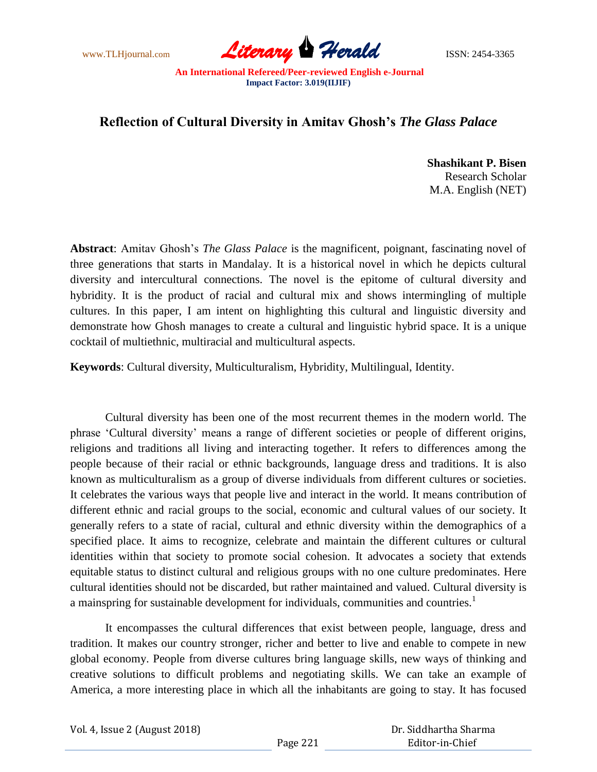# Reflection of Cultural Diversity in Amitav Ghosh's *The Glass Palace*

**Shashikant P. Bisen**
Research Scholar
M.A. English (NET)

**Abstract**: Amitav Ghosh's *The Glass Palace* is the magnificent, poignant, fascinating novel of three generations that starts in Mandalay. It is a historical novel in which he depicts cultural diversity and intercultural connections. The novel is the epitome of cultural diversity and hybridity. It is the product of racial and cultural mix and shows intermingling of multiple cultures. In this paper, I am intent on highlighting this cultural and linguistic diversity and demonstrate how Ghosh manages to create a cultural and linguistic hybrid space. It is a unique cocktail of multiethnic, multiracial and multicultural aspects.

**Keywords**: Cultural diversity, Multiculturalism, Hybridity, Multilingual, Identity.

Cultural diversity has been one of the most recurrent themes in the modern world. The phrase 'Cultural diversity' means a range of different societies or people of different origins, religions and traditions all living and interacting together. It refers to differences among the people because of their racial or ethnic backgrounds, language dress and traditions. It is also known as multiculturalism as a group of diverse individuals from different cultures or societies. It celebrates the various ways that people live and interact in the world. It means contribution of different ethnic and racial groups to the social, economic and cultural values of our society. It generally refers to a state of racial, cultural and ethnic diversity within the demographics of a specified place. It aims to recognize, celebrate and maintain the different cultures or cultural identities within that society to promote social cohesion. It advocates a society that extends equitable status to distinct cultural and religious groups with no one culture predominates. Here cultural identities should not be discarded, but rather maintained and valued. Cultural diversity is a mainspring for sustainable development for individuals, communities and countries.[1]

It encompasses the cultural differences that exist between people, language, dress and tradition. It makes our country stronger, richer and better to live and enable to compete in new global economy. People from diverse cultures bring language skills, new ways of thinking and creative solutions to difficult problems and negotiating skills. We can take an example of America, a more interesting place in which all the inhabitants are going to stay. It has focused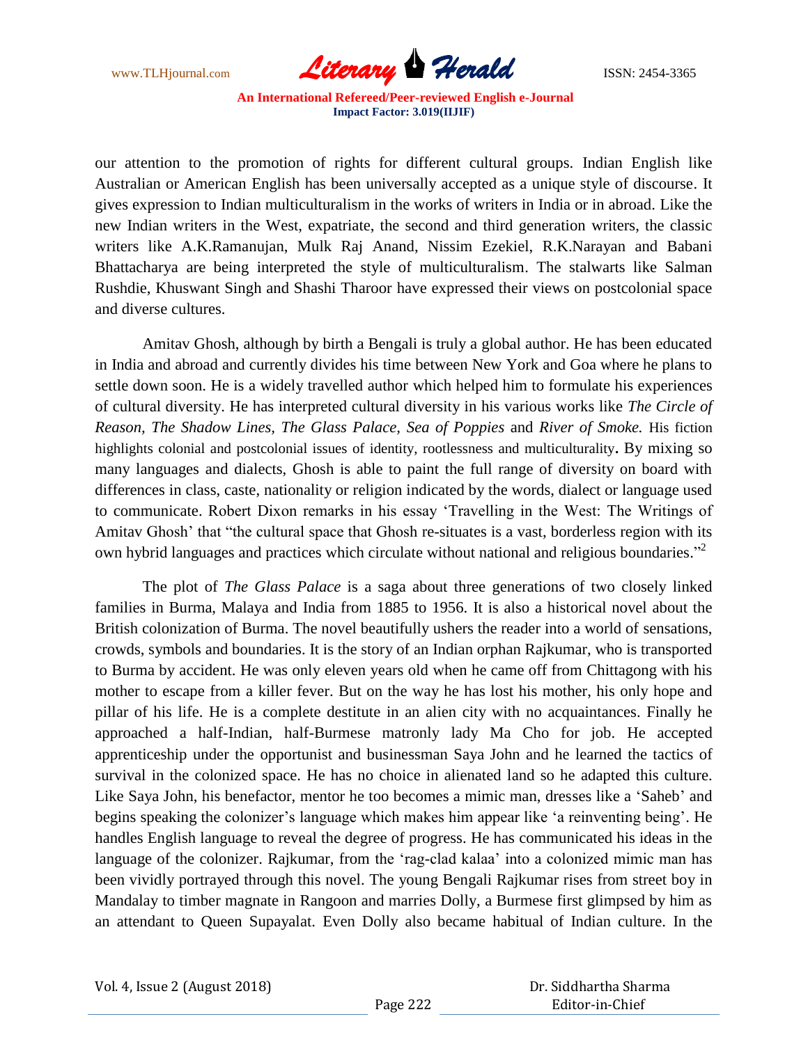our attention to the promotion of rights for different cultural groups. Indian English like Australian or American English has been universally accepted as a unique style of discourse. It gives expression to Indian multiculturalism in the works of writers in India or in abroad. Like the new Indian writers in the West, expatriate, the second and third generation writers, the classic writers like A.K.Ramanujan, Mulk Raj Anand, Nissim Ezekiel, R.K.Narayan and Babani Bhattacharya are being interpreted the style of multiculturalism. The stalwarts like Salman Rushdie, Khuswant Singh and Shashi Tharoor have expressed their views on postcolonial space and diverse cultures.

Amitav Ghosh, although by birth a Bengali is truly a global author. He has been educated in India and abroad and currently divides his time between New York and Goa where he plans to settle down soon. He is a widely travelled author which helped him to formulate his experiences of cultural diversity. He has interpreted cultural diversity in his various works like *The Circle of Reason, The Shadow Lines, The Glass Palace, Sea of Poppies* and *River of Smoke.* His fiction highlights colonial and postcolonial issues of identity, rootlessness and multiculturality**.** By mixing so many languages and dialects, Ghosh is able to paint the full range of diversity on board with differences in class, caste, nationality or religion indicated by the words, dialect or language used to communicate. Robert Dixon remarks in his essay 'Travelling in the West: The Writings of Amitav Ghosh' that "the cultural space that Ghosh re-situates is a vast, borderless region with its own hybrid languages and practices which circulate without national and religious boundaries."[2]

The plot of *The Glass Palace* is a saga about three generations of two closely linked families in Burma, Malaya and India from 1885 to 1956. It is also a historical novel about the British colonization of Burma. The novel beautifully ushers the reader into a world of sensations, crowds, symbols and boundaries. It is the story of an Indian orphan Rajkumar, who is transported to Burma by accident. He was only eleven years old when he came off from Chittagong with his mother to escape from a killer fever. But on the way he has lost his mother, his only hope and pillar of his life. He is a complete destitute in an alien city with no acquaintances. Finally he approached a half-Indian, half-Burmese matronly lady Ma Cho for job. He accepted apprenticeship under the opportunist and businessman Saya John and he learned the tactics of survival in the colonized space. He has no choice in alienated land so he adapted this culture. Like Saya John, his benefactor, mentor he too becomes a mimic man, dresses like a 'Saheb' and begins speaking the colonizer's language which makes him appear like 'a reinventing being'. He handles English language to reveal the degree of progress. He has communicated his ideas in the language of the colonizer. Rajkumar, from the 'rag-clad kalaa' into a colonized mimic man has been vividly portrayed through this novel. The young Bengali Rajkumar rises from street boy in Mandalay to timber magnate in Rangoon and marries Dolly, a Burmese first glimpsed by him as an attendant to Queen Supayalat. Even Dolly also became habitual of Indian culture. In the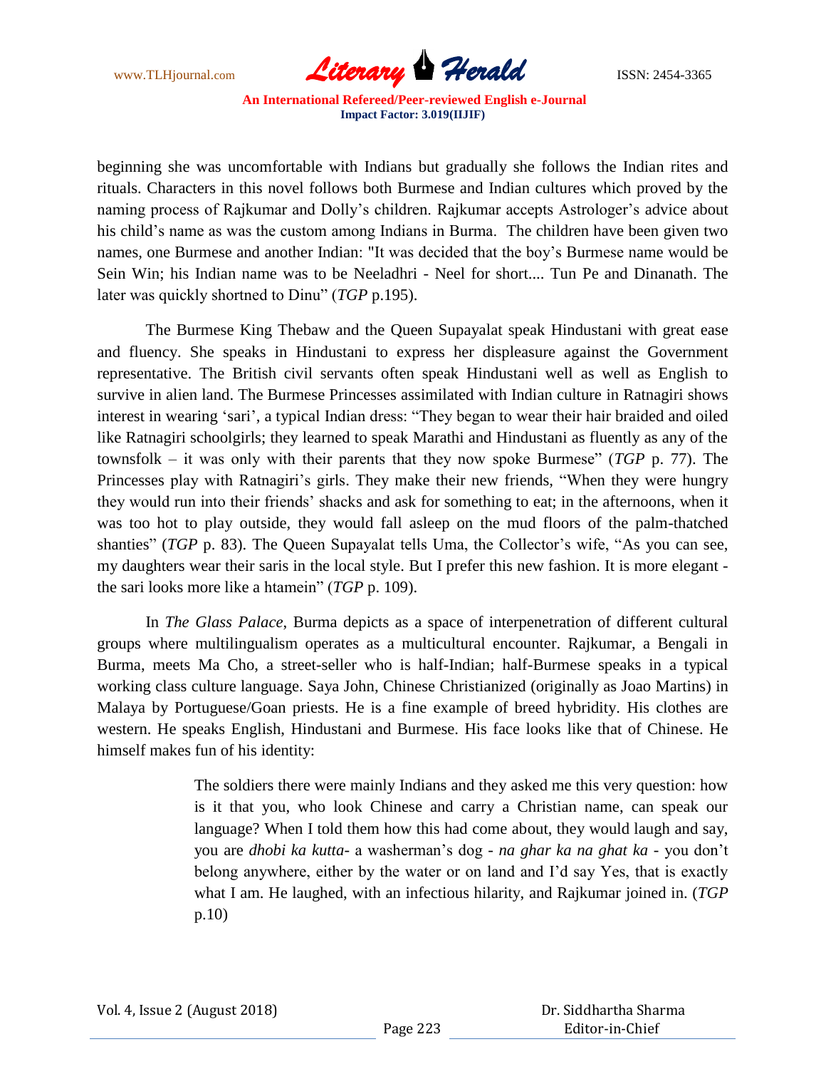beginning she was uncomfortable with Indians but gradually she follows the Indian rites and rituals. Characters in this novel follows both Burmese and Indian cultures which proved by the naming process of Rajkumar and Dolly's children. Rajkumar accepts Astrologer's advice about his child's name as was the custom among Indians in Burma. The children have been given two names, one Burmese and another Indian: "It was decided that the boy's Burmese name would be Sein Win; his Indian name was to be Neeladhri - Neel for short.... Tun Pe and Dinanath. The later was quickly shortned to Dinu" (*TGP* p.195).

The Burmese King Thebaw and the Queen Supayalat speak Hindustani with great ease and fluency. She speaks in Hindustani to express her displeasure against the Government representative. The British civil servants often speak Hindustani well as well as English to survive in alien land. The Burmese Princesses assimilated with Indian culture in Ratnagiri shows interest in wearing 'sari', a typical Indian dress: "They began to wear their hair braided and oiled like Ratnagiri schoolgirls; they learned to speak Marathi and Hindustani as fluently as any of the townsfolk – it was only with their parents that they now spoke Burmese" (*TGP* p. 77). The Princesses play with Ratnagiri's girls. They make their new friends, "When they were hungry they would run into their friends' shacks and ask for something to eat; in the afternoons, when it was too hot to play outside, they would fall asleep on the mud floors of the palm-thatched shanties" (*TGP* p. 83). The Queen Supayalat tells Uma, the Collector's wife, "As you can see, my daughters wear their saris in the local style. But I prefer this new fashion. It is more elegant - the sari looks more like a htamein" (*TGP* p. 109).

In *The Glass Palace*, Burma depicts as a space of interpenetration of different cultural groups where multilingualism operates as a multicultural encounter. Rajkumar, a Bengali in Burma, meets Ma Cho, a street-seller who is half-Indian; half-Burmese speaks in a typical working class culture language. Saya John, Chinese Christianized (originally as Joao Martins) in Malaya by Portuguese/Goan priests. He is a fine example of breed hybridity. His clothes are western. He speaks English, Hindustani and Burmese. His face looks like that of Chinese. He himself makes fun of his identity:

> The soldiers there were mainly Indians and they asked me this very question: how is it that you, who look Chinese and carry a Christian name, can speak our language? When I told them how this had come about, they would laugh and say, you are *dhobi ka kutta*- a washerman's dog - *na ghar ka na ghat ka* - you don't belong anywhere, either by the water or on land and I'd say Yes, that is exactly what I am. He laughed, with an infectious hilarity, and Rajkumar joined in. (*TGP* p.10)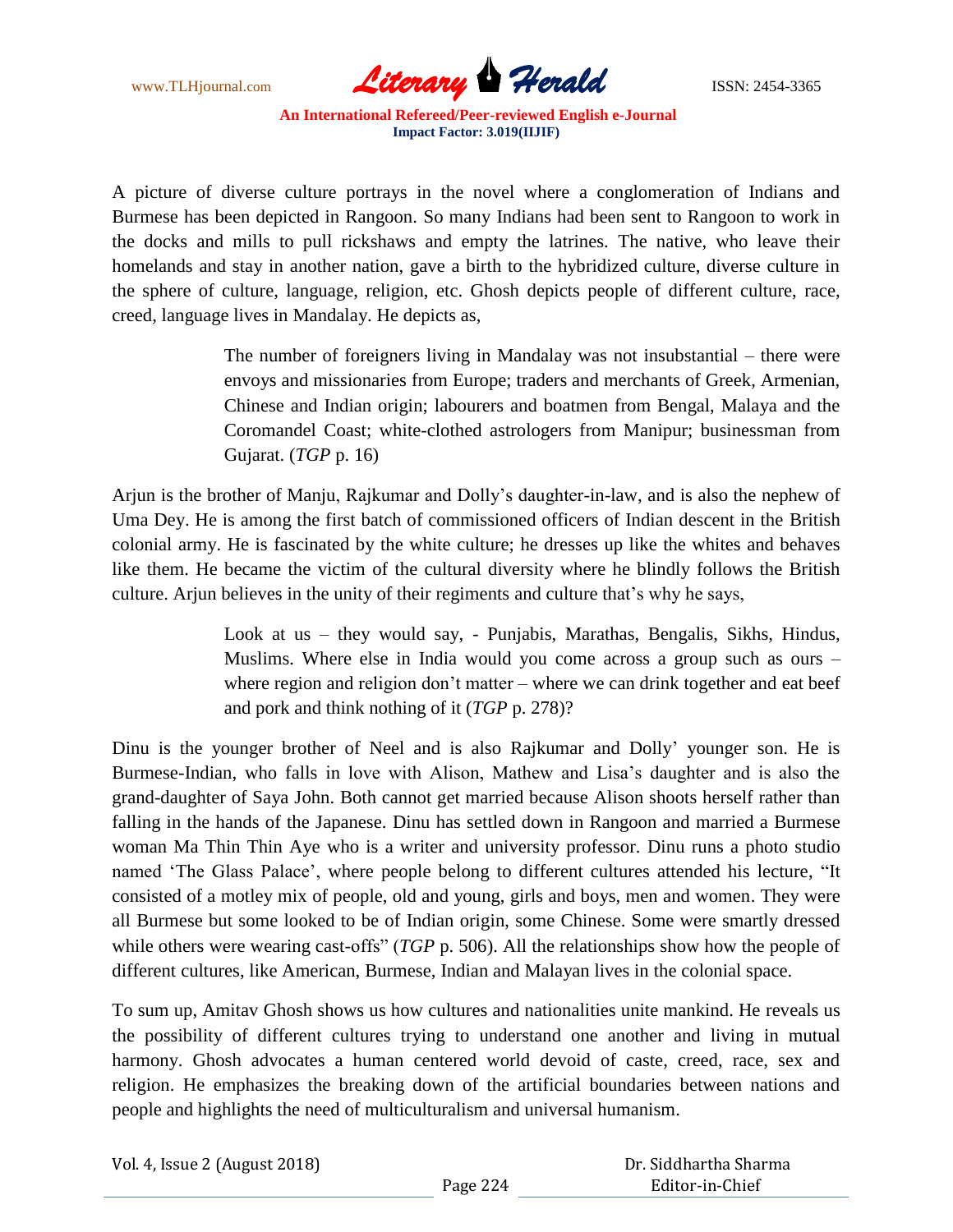A picture of diverse culture portrays in the novel where a conglomeration of Indians and Burmese has been depicted in Rangoon. So many Indians had been sent to Rangoon to work in the docks and mills to pull rickshaws and empty the latrines. The native, who leave their homelands and stay in another nation, gave a birth to the hybridized culture, diverse culture in the sphere of culture, language, religion, etc. Ghosh depicts people of different culture, race, creed, language lives in Mandalay. He depicts as,

> The number of foreigners living in Mandalay was not insubstantial – there were envoys and missionaries from Europe; traders and merchants of Greek, Armenian, Chinese and Indian origin; labourers and boatmen from Bengal, Malaya and the Coromandel Coast; white-clothed astrologers from Manipur; businessman from Gujarat. (*TGP* p. 16)

Arjun is the brother of Manju, Rajkumar and Dolly's daughter-in-law, and is also the nephew of Uma Dey. He is among the first batch of commissioned officers of Indian descent in the British colonial army. He is fascinated by the white culture; he dresses up like the whites and behaves like them. He became the victim of the cultural diversity where he blindly follows the British culture. Arjun believes in the unity of their regiments and culture that's why he says,

> Look at us – they would say, - Punjabis, Marathas, Bengalis, Sikhs, Hindus, Muslims. Where else in India would you come across a group such as ours – where region and religion don't matter – where we can drink together and eat beef and pork and think nothing of it (*TGP* p. 278)?

Dinu is the younger brother of Neel and is also Rajkumar and Dolly' younger son. He is Burmese-Indian, who falls in love with Alison, Mathew and Lisa's daughter and is also the grand-daughter of Saya John. Both cannot get married because Alison shoots herself rather than falling in the hands of the Japanese. Dinu has settled down in Rangoon and married a Burmese woman Ma Thin Thin Aye who is a writer and university professor. Dinu runs a photo studio named 'The Glass Palace', where people belong to different cultures attended his lecture, "It consisted of a motley mix of people, old and young, girls and boys, men and women. They were all Burmese but some looked to be of Indian origin, some Chinese. Some were smartly dressed while others were wearing cast-offs" (*TGP* p. 506). All the relationships show how the people of different cultures, like American, Burmese, Indian and Malayan lives in the colonial space.

To sum up, Amitav Ghosh shows us how cultures and nationalities unite mankind. He reveals us the possibility of different cultures trying to understand one another and living in mutual harmony. Ghosh advocates a human centered world devoid of caste, creed, race, sex and religion. He emphasizes the breaking down of the artificial boundaries between nations and people and highlights the need of multiculturalism and universal humanism.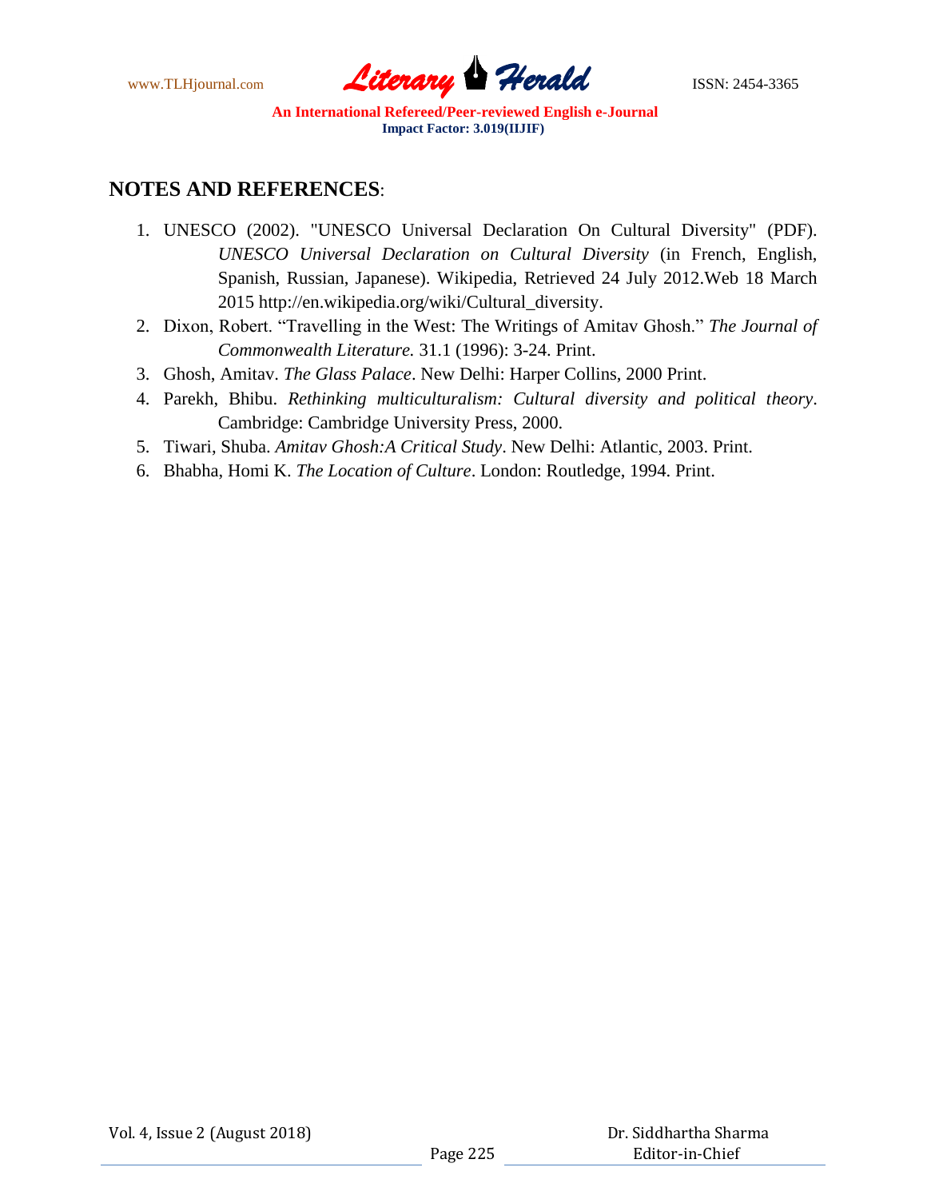## NOTES AND REFERENCES:

1. UNESCO (2002). "UNESCO Universal Declaration On Cultural Diversity" (PDF). *UNESCO Universal Declaration on Cultural Diversity* (in French, English, Spanish, Russian, Japanese). Wikipedia, Retrieved 24 July 2012.Web 18 March 2015 http://en.wikipedia.org/wiki/Cultural_diversity.
2. Dixon, Robert. "Travelling in the West: The Writings of Amitav Ghosh." *The Journal of Commonwealth Literature.* 31.1 (1996): 3-24. Print.
3. Ghosh, Amitav. *The Glass Palace*. New Delhi: Harper Collins, 2000 Print.
4. Parekh, Bhibu. *Rethinking multiculturalism: Cultural diversity and political theory*. Cambridge: Cambridge University Press, 2000.
5. Tiwari, Shuba. *Amitav Ghosh:A Critical Study*. New Delhi: Atlantic, 2003. Print.
6. Bhabha, Homi K. *The Location of Culture*. London: Routledge, 1994. Print.